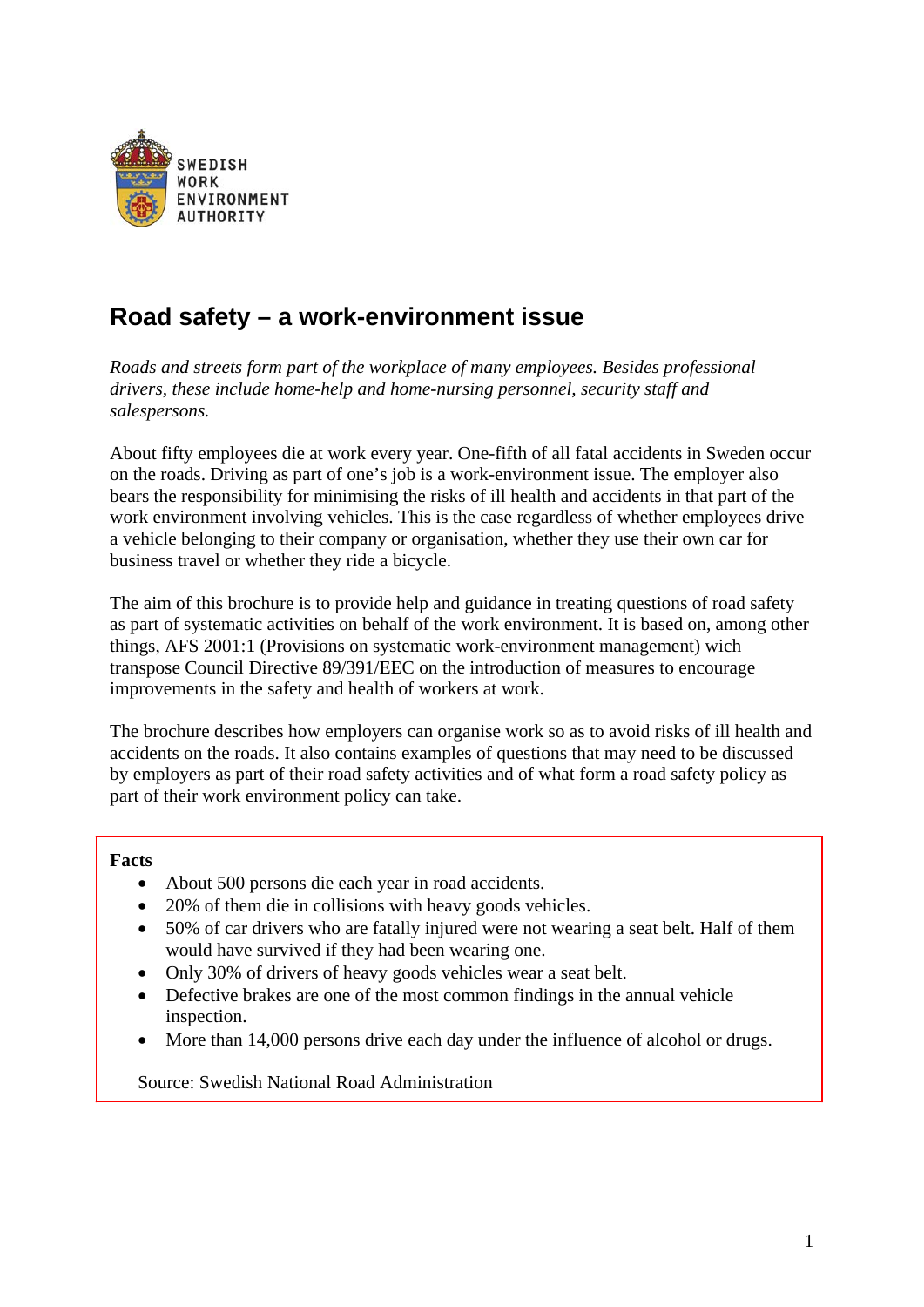SWEDISH WORK ENVIRONMENT AUTHORITY

# Road safety – a work-environment issue

*Roads and streets form part of the workplace of many employees. Besides professional drivers, these include home-help and home-nursing personnel, security staff and salespersons.*

About fifty employees die at work every year. One-fifth of all fatal accidents in Sweden occur on the roads. Driving as part of one's job is a work-environment issue. The employer also bears the responsibility for minimising the risks of ill health and accidents in that part of the work environment involving vehicles. This is the case regardless of whether employees drive a vehicle belonging to their company or organisation, whether they use their own car for business travel or whether they ride a bicycle.

The aim of this brochure is to provide help and guidance in treating questions of road safety as part of systematic activities on behalf of the work environment. It is based on, among other things, AFS 2001:1 (Provisions on systematic work-environment management) wich transpose Council Directive 89/391/EEC on the introduction of measures to encourage improvements in the safety and health of workers at work.

The brochure describes how employers can organise work so as to avoid risks of ill health and accidents on the roads. It also contains examples of questions that may need to be discussed by employers as part of their road safety activities and of what form a road safety policy as part of their work environment policy can take.

**Facts**

- About 500 persons die each year in road accidents.
- 20% of them die in collisions with heavy goods vehicles.
- 50% of car drivers who are fatally injured were not wearing a seat belt. Half of them would have survived if they had been wearing one.
- Only 30% of drivers of heavy goods vehicles wear a seat belt.
- Defective brakes are one of the most common findings in the annual vehicle inspection.
- More than 14,000 persons drive each day under the influence of alcohol or drugs.

Source: Swedish National Road Administration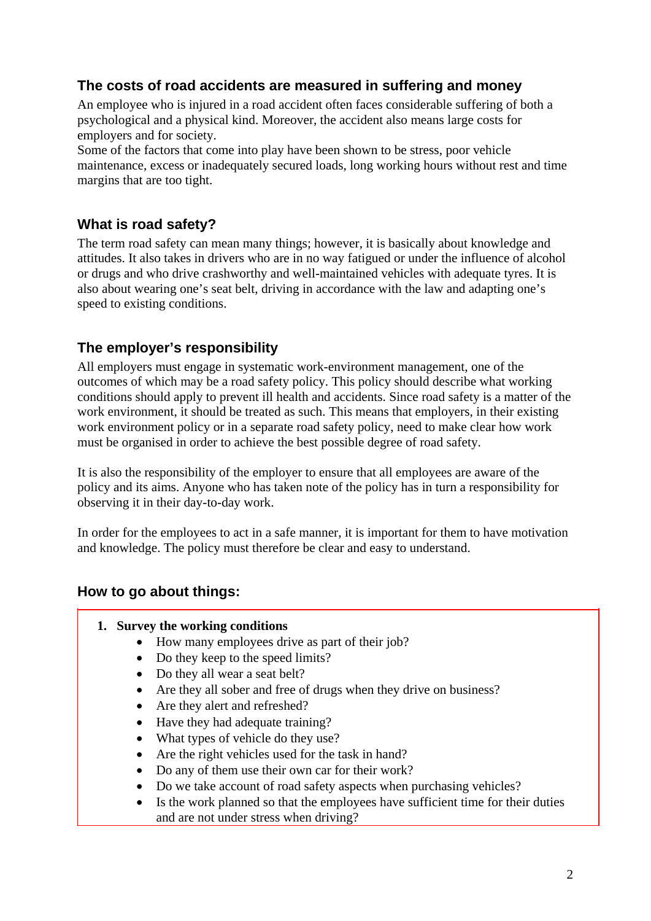## The costs of road accidents are measured in suffering and money

An employee who is injured in a road accident often faces considerable suffering of both a psychological and a physical kind. Moreover, the accident also means large costs for employers and for society.

Some of the factors that come into play have been shown to be stress, poor vehicle maintenance, excess or inadequately secured loads, long working hours without rest and time margins that are too tight.

## What is road safety?

The term road safety can mean many things; however, it is basically about knowledge and attitudes. It also takes in drivers who are in no way fatigued or under the influence of alcohol or drugs and who drive crashworthy and well-maintained vehicles with adequate tyres. It is also about wearing one's seat belt, driving in accordance with the law and adapting one's speed to existing conditions.

## The employer's responsibility

All employers must engage in systematic work-environment management, one of the outcomes of which may be a road safety policy. This policy should describe what working conditions should apply to prevent ill health and accidents. Since road safety is a matter of the work environment, it should be treated as such. This means that employers, in their existing work environment policy or in a separate road safety policy, need to make clear how work must be organised in order to achieve the best possible degree of road safety.

It is also the responsibility of the employer to ensure that all employees are aware of the policy and its aims. Anyone who has taken note of the policy has in turn a responsibility for observing it in their day-to-day work.

In order for the employees to act in a safe manner, it is important for them to have motivation and knowledge. The policy must therefore be clear and easy to understand.

## How to go about things:

1. **Survey the working conditions**
   - How many employees drive as part of their job?
   - Do they keep to the speed limits?
   - Do they all wear a seat belt?
   - Are they all sober and free of drugs when they drive on business?
   - Are they alert and refreshed?
   - Have they had adequate training?
   - What types of vehicle do they use?
   - Are the right vehicles used for the task in hand?
   - Do any of them use their own car for their work?
   - Do we take account of road safety aspects when purchasing vehicles?
   - Is the work planned so that the employees have sufficient time for their duties and are not under stress when driving?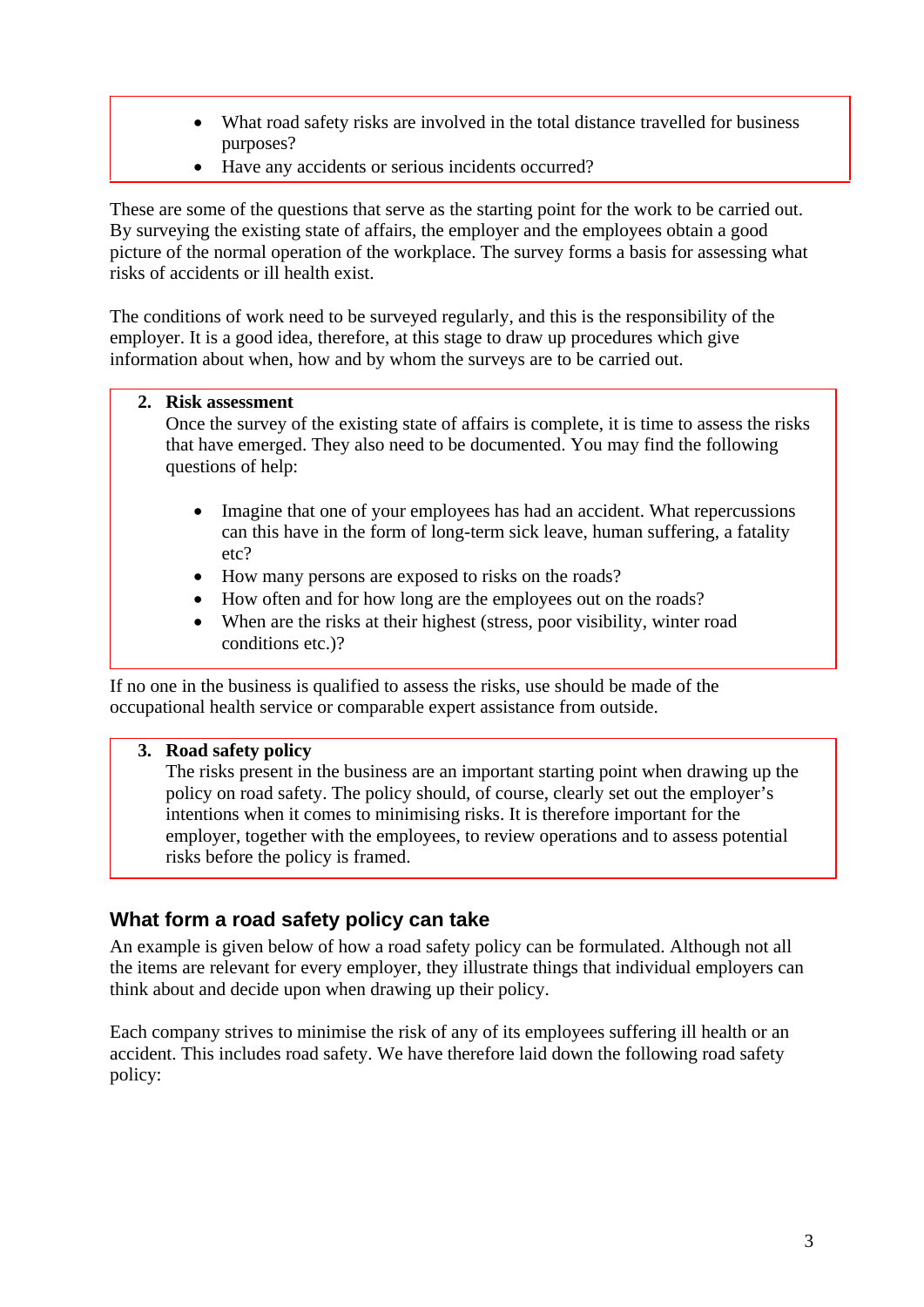- What road safety risks are involved in the total distance travelled for business purposes?
- Have any accidents or serious incidents occurred?

These are some of the questions that serve as the starting point for the work to be carried out. By surveying the existing state of affairs, the employer and the employees obtain a good picture of the normal operation of the workplace. The survey forms a basis for assessing what risks of accidents or ill health exist.

The conditions of work need to be surveyed regularly, and this is the responsibility of the employer. It is a good idea, therefore, at this stage to draw up procedures which give information about when, how and by whom the surveys are to be carried out.

2. **Risk assessment**
   Once the survey of the existing state of affairs is complete, it is time to assess the risks that have emerged. They also need to be documented. You may find the following questions of help:

   - Imagine that one of your employees has had an accident. What repercussions can this have in the form of long-term sick leave, human suffering, a fatality etc?
   - How many persons are exposed to risks on the roads?
   - How often and for how long are the employees out on the roads?
   - When are the risks at their highest (stress, poor visibility, winter road conditions etc.)?

If no one in the business is qualified to assess the risks, use should be made of the occupational health service or comparable expert assistance from outside.

3. **Road safety policy**
   The risks present in the business are an important starting point when drawing up the policy on road safety. The policy should, of course, clearly set out the employer's intentions when it comes to minimising risks. It is therefore important for the employer, together with the employees, to review operations and to assess potential risks before the policy is framed.

## What form a road safety policy can take

An example is given below of how a road safety policy can be formulated. Although not all the items are relevant for every employer, they illustrate things that individual employers can think about and decide upon when drawing up their policy.

Each company strives to minimise the risk of any of its employees suffering ill health or an accident. This includes road safety. We have therefore laid down the following road safety policy: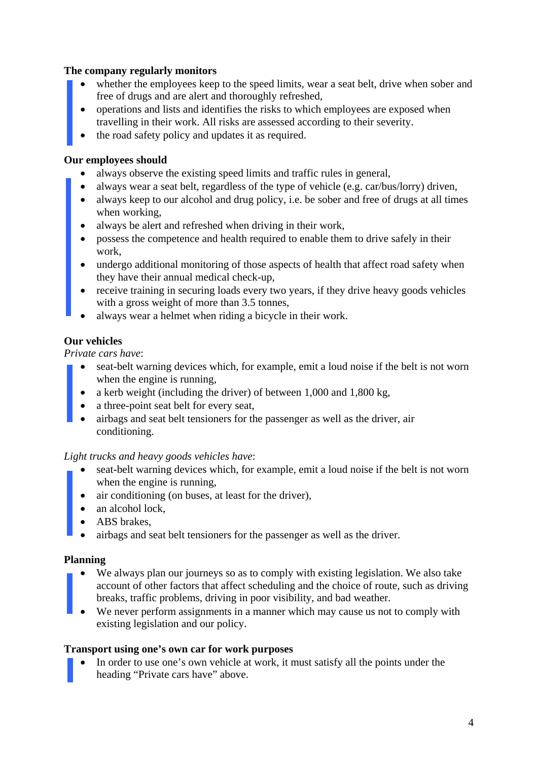**The company regularly monitors**

- whether the employees keep to the speed limits, wear a seat belt, drive when sober and free of drugs and are alert and thoroughly refreshed,
- operations and lists and identifies the risks to which employees are exposed when travelling in their work. All risks are assessed according to their severity.
- the road safety policy and updates it as required.

**Our employees should**

- always observe the existing speed limits and traffic rules in general,
- always wear a seat belt, regardless of the type of vehicle (e.g. car/bus/lorry) driven,
- always keep to our alcohol and drug policy, i.e. be sober and free of drugs at all times when working,
- always be alert and refreshed when driving in their work,
- possess the competence and health required to enable them to drive safely in their work,
- undergo additional monitoring of those aspects of health that affect road safety when they have their annual medical check-up,
- receive training in securing loads every two years, if they drive heavy goods vehicles with a gross weight of more than 3.5 tonnes,
- always wear a helmet when riding a bicycle in their work.

**Our vehicles**

*Private cars have*:

- seat-belt warning devices which, for example, emit a loud noise if the belt is not worn when the engine is running,
- a kerb weight (including the driver) of between 1,000 and 1,800 kg,
- a three-point seat belt for every seat,
- airbags and seat belt tensioners for the passenger as well as the driver, air conditioning.

*Light trucks and heavy goods vehicles have*:

- seat-belt warning devices which, for example, emit a loud noise if the belt is not worn when the engine is running,
- air conditioning (on buses, at least for the driver),
- an alcohol lock,
- ABS brakes,
- airbags and seat belt tensioners for the passenger as well as the driver.

**Planning**

- We always plan our journeys so as to comply with existing legislation. We also take account of other factors that affect scheduling and the choice of route, such as driving breaks, traffic problems, driving in poor visibility, and bad weather.
- We never perform assignments in a manner which may cause us not to comply with existing legislation and our policy.

**Transport using one's own car for work purposes**

- In order to use one's own vehicle at work, it must satisfy all the points under the heading "Private cars have" above.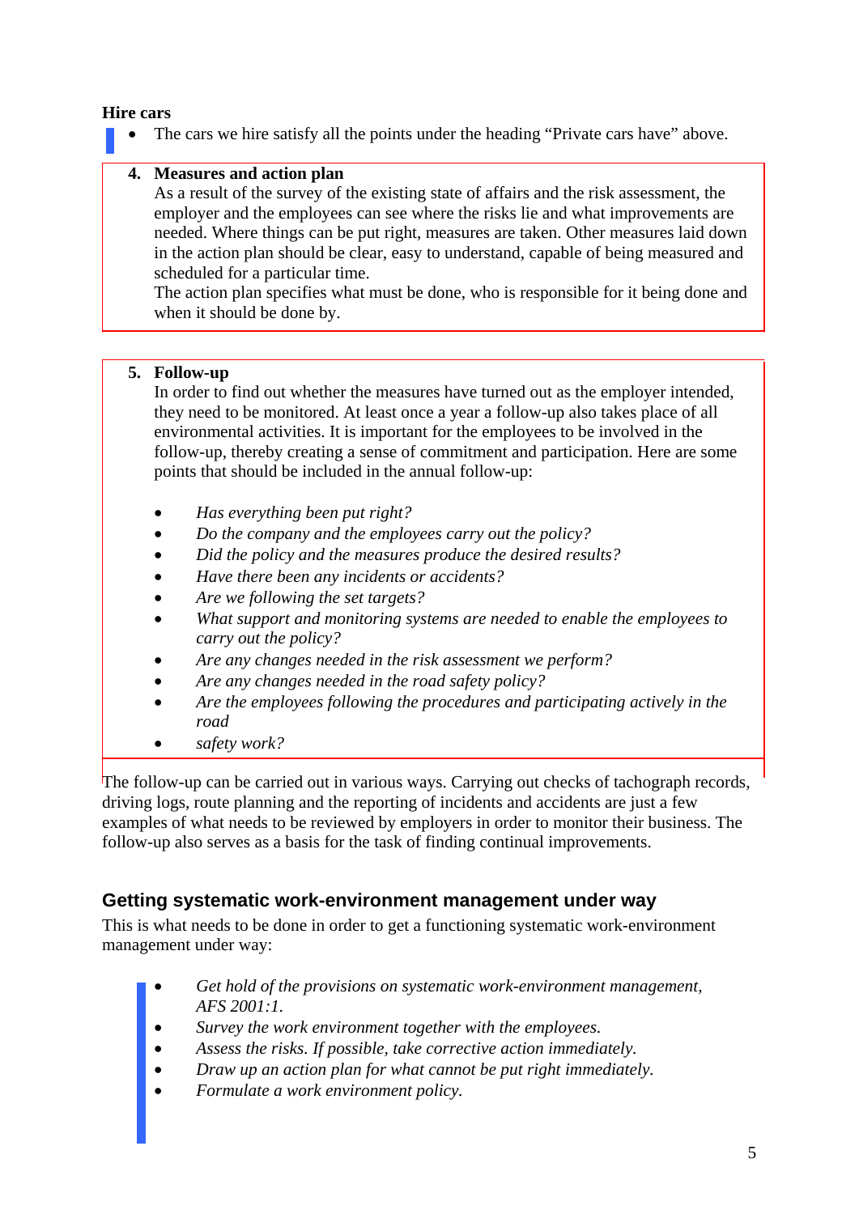**Hire cars**

- The cars we hire satisfy all the points under the heading “Private cars have” above.

4. **Measures and action plan**

   As a result of the survey of the existing state of affairs and the risk assessment, the employer and the employees can see where the risks lie and what improvements are needed. Where things can be put right, measures are taken. Other measures laid down in the action plan should be clear, easy to understand, capable of being measured and scheduled for a particular time.

   The action plan specifies what must be done, who is responsible for it being done and when it should be done by.

5. **Follow-up**

   In order to find out whether the measures have turned out as the employer intended, they need to be monitored. At least once a year a follow-up also takes place of all environmental activities. It is important for the employees to be involved in the follow-up, thereby creating a sense of commitment and participation. Here are some points that should be included in the annual follow-up:

   - *Has everything been put right?*
   - *Do the company and the employees carry out the policy?*
   - *Did the policy and the measures produce the desired results?*
   - *Have there been any incidents or accidents?*
   - *Are we following the set targets?*
   - *What support and monitoring systems are needed to enable the employees to carry out the policy?*
   - *Are any changes needed in the risk assessment we perform?*
   - *Are any changes needed in the road safety policy?*
   - *Are the employees following the procedures and participating actively in the road*
   - *safety work?*

The follow-up can be carried out in various ways. Carrying out checks of tachograph records, driving logs, route planning and the reporting of incidents and accidents are just a few examples of what needs to be reviewed by employers in order to monitor their business. The follow-up also serves as a basis for the task of finding continual improvements.

## Getting systematic work-environment management under way

This is what needs to be done in order to get a functioning systematic work-environment management under way:

- *Get hold of the provisions on systematic work-environment management, AFS 2001:1.*
- *Survey the work environment together with the employees.*
- *Assess the risks. If possible, take corrective action immediately.*
- *Draw up an action plan for what cannot be put right immediately.*
- *Formulate a work environment policy.*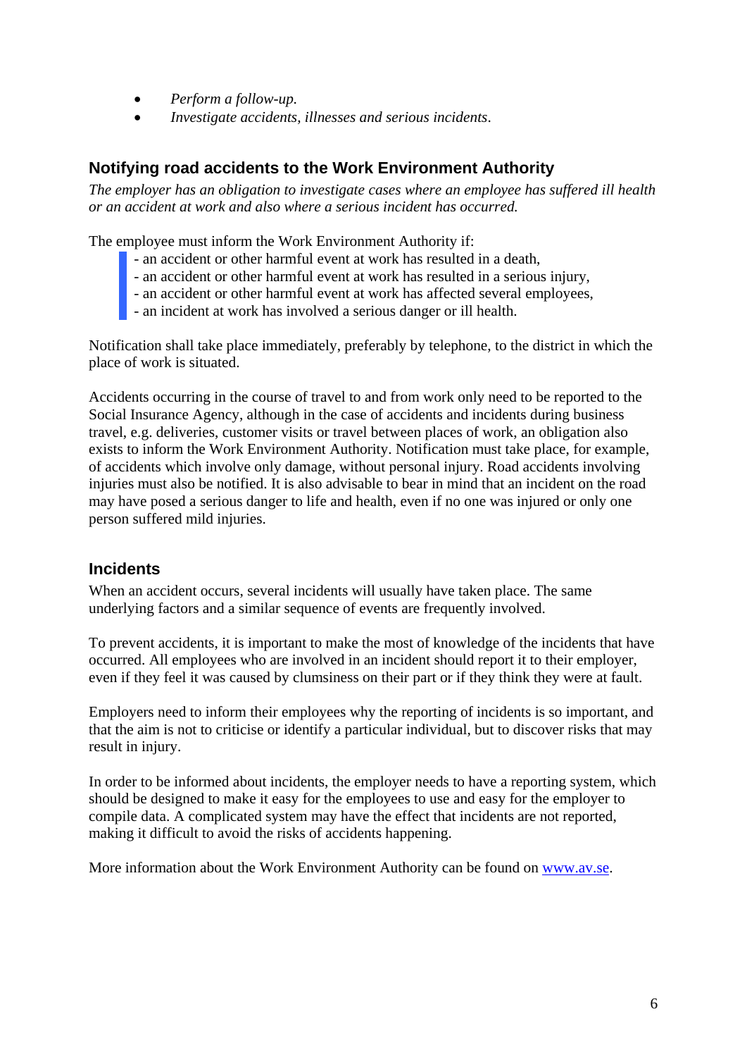- *Perform a follow-up.*
- *Investigate accidents, illnesses and serious incidents*.

## Notifying road accidents to the Work Environment Authority

*The employer has an obligation to investigate cases where an employee has suffered ill health or an accident at work and also where a serious incident has occurred.*

The employee must inform the Work Environment Authority if:

- an accident or other harmful event at work has resulted in a death,
- an accident or other harmful event at work has resulted in a serious injury,
- an accident or other harmful event at work has affected several employees,
- an incident at work has involved a serious danger or ill health.

Notification shall take place immediately, preferably by telephone, to the district in which the place of work is situated.

Accidents occurring in the course of travel to and from work only need to be reported to the Social Insurance Agency, although in the case of accidents and incidents during business travel, e.g. deliveries, customer visits or travel between places of work, an obligation also exists to inform the Work Environment Authority. Notification must take place, for example, of accidents which involve only damage, without personal injury. Road accidents involving injuries must also be notified. It is also advisable to bear in mind that an incident on the road may have posed a serious danger to life and health, even if no one was injured or only one person suffered mild injuries.

## Incidents

When an accident occurs, several incidents will usually have taken place. The same underlying factors and a similar sequence of events are frequently involved.

To prevent accidents, it is important to make the most of knowledge of the incidents that have occurred. All employees who are involved in an incident should report it to their employer, even if they feel it was caused by clumsiness on their part or if they think they were at fault.

Employers need to inform their employees why the reporting of incidents is so important, and that the aim is not to criticise or identify a particular individual, but to discover risks that may result in injury.

In order to be informed about incidents, the employer needs to have a reporting system, which should be designed to make it easy for the employees to use and easy for the employer to compile data. A complicated system may have the effect that incidents are not reported, making it difficult to avoid the risks of accidents happening.

More information about the Work Environment Authority can be found on www.av.se.